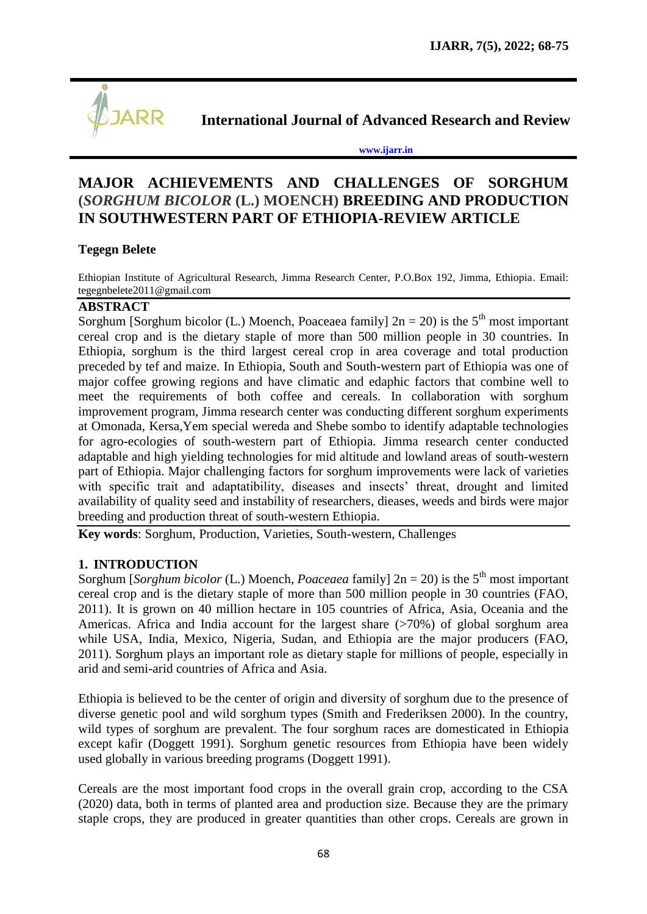# International Journal of Advanced Research and Review

www.ijarr.in

## MAJOR ACHIEVEMENTS AND CHALLENGES OF SORGHUM (*SORGHUM BICOLOR* (L.) MOENCH) BREEDING AND PRODUCTION IN SOUTHWESTERN PART OF ETHIOPIA-REVIEW ARTICLE

**Tegegn Belete**

Ethiopian Institute of Agricultural Research, Jimma Research Center, P.O.Box 192, Jimma, Ethiopia. Email: tegegnbelete2011@gmail.com

### ABSTRACT

Sorghum [Sorghum bicolor (L.) Moench, Poaceaea family] 2n = 20) is the 5$^{th}$ most important cereal crop and is the dietary staple of more than 500 million people in 30 countries. In Ethiopia, sorghum is the third largest cereal crop in area coverage and total production preceded by tef and maize. In Ethiopia, South and South-western part of Ethiopia was one of major coffee growing regions and have climatic and edaphic factors that combine well to meet the requirements of both coffee and cereals. In collaboration with sorghum improvement program, Jimma research center was conducting different sorghum experiments at Omonada, Kersa,Yem special wereda and Shebe sombo to identify adaptable technologies for agro-ecologies of south-western part of Ethiopia. Jimma research center conducted adaptable and high yielding technologies for mid altitude and lowland areas of south-western part of Ethiopia. Major challenging factors for sorghum improvements were lack of varieties with specific trait and adaptatibility, diseases and insects' threat, drought and limited availability of quality seed and instability of researchers, dieases, weeds and birds were major breeding and production threat of south-western Ethiopia.

**Key words**: Sorghum, Production, Varieties, South-western, Challenges

### 1. INTRODUCTION

Sorghum [*Sorghum bicolor* (L.) Moench, *Poaceaea* family] 2n = 20) is the 5$^{th}$ most important cereal crop and is the dietary staple of more than 500 million people in 30 countries (FAO, 2011). It is grown on 40 million hectare in 105 countries of Africa, Asia, Oceania and the Americas. Africa and India account for the largest share (>70%) of global sorghum area while USA, India, Mexico, Nigeria, Sudan, and Ethiopia are the major producers (FAO, 2011). Sorghum plays an important role as dietary staple for millions of people, especially in arid and semi-arid countries of Africa and Asia.

Ethiopia is believed to be the center of origin and diversity of sorghum due to the presence of diverse genetic pool and wild sorghum types (Smith and Frederiksen 2000). In the country, wild types of sorghum are prevalent. The four sorghum races are domesticated in Ethiopia except kafir (Doggett 1991). Sorghum genetic resources from Ethiopia have been widely used globally in various breeding programs (Doggett 1991).

Cereals are the most important food crops in the overall grain crop, according to the CSA (2020) data, both in terms of planted area and production size. Because they are the primary staple crops, they are produced in greater quantities than other crops. Cereals are grown in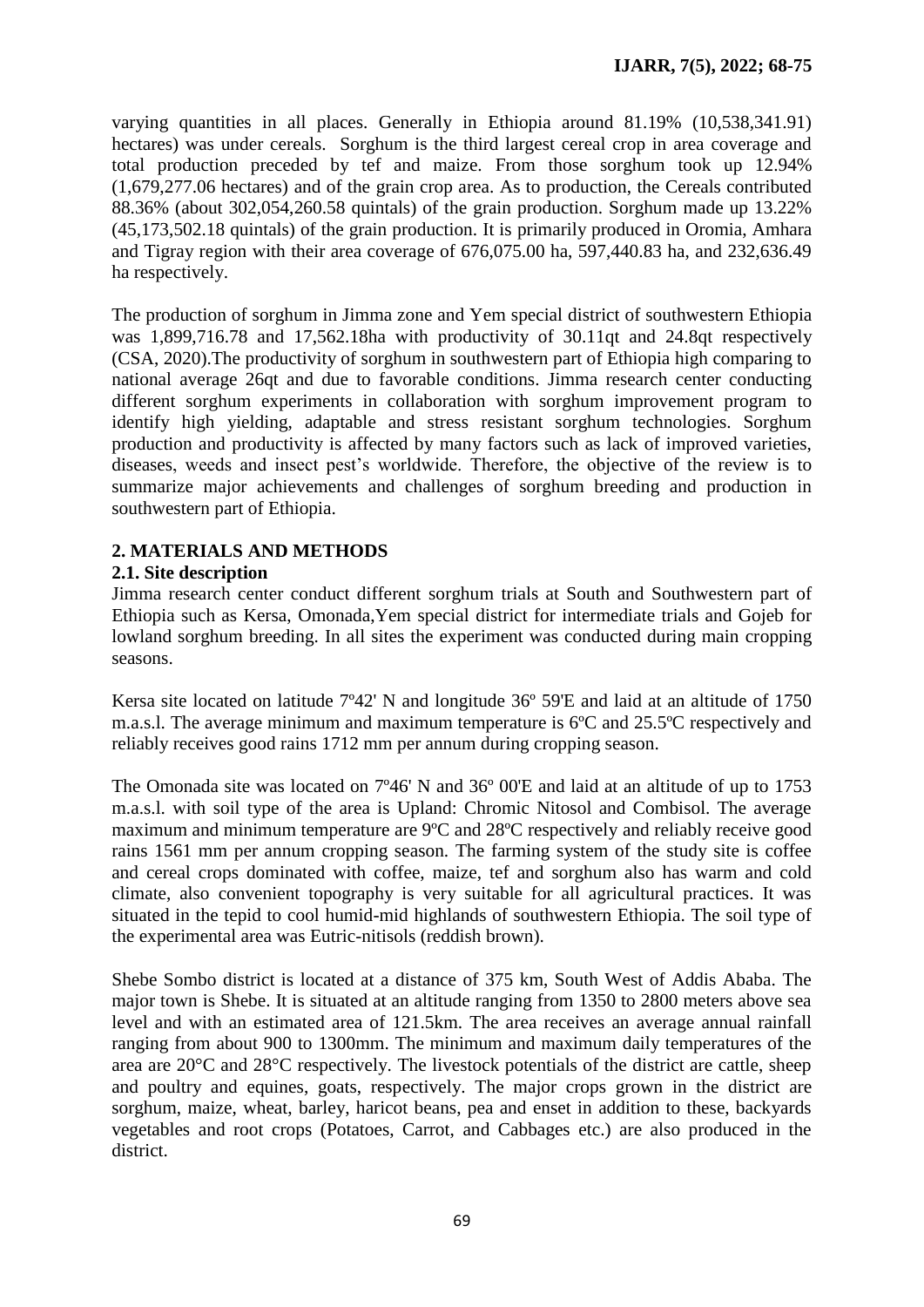varying quantities in all places. Generally in Ethiopia around 81.19% (10,538,341.91) hectares) was under cereals. Sorghum is the third largest cereal crop in area coverage and total production preceded by tef and maize. From those sorghum took up 12.94% (1,679,277.06 hectares) and of the grain crop area. As to production, the Cereals contributed 88.36% (about 302,054,260.58 quintals) of the grain production. Sorghum made up 13.22% (45,173,502.18 quintals) of the grain production. It is primarily produced in Oromia, Amhara and Tigray region with their area coverage of 676,075.00 ha, 597,440.83 ha, and 232,636.49 ha respectively.

The production of sorghum in Jimma zone and Yem special district of southwestern Ethiopia was 1,899,716.78 and 17,562.18ha with productivity of 30.11qt and 24.8qt respectively (CSA, 2020).The productivity of sorghum in southwestern part of Ethiopia high comparing to national average 26qt and due to favorable conditions. Jimma research center conducting different sorghum experiments in collaboration with sorghum improvement program to identify high yielding, adaptable and stress resistant sorghum technologies. Sorghum production and productivity is affected by many factors such as lack of improved varieties, diseases, weeds and insect pest's worldwide. Therefore, the objective of the review is to summarize major achievements and challenges of sorghum breeding and production in southwestern part of Ethiopia.

## 2. MATERIALS AND METHODS

### 2.1. Site description

Jimma research center conduct different sorghum trials at South and Southwestern part of Ethiopia such as Kersa, Omonada,Yem special district for intermediate trials and Gojeb for lowland sorghum breeding. In all sites the experiment was conducted during main cropping seasons.

Kersa site located on latitude 7º42' N and longitude 36º 59'E and laid at an altitude of 1750 m.a.s.l. The average minimum and maximum temperature is 6ºC and 25.5ºC respectively and reliably receives good rains 1712 mm per annum during cropping season.

The Omonada site was located on 7º46' N and 36º 00'E and laid at an altitude of up to 1753 m.a.s.l. with soil type of the area is Upland: Chromic Nitosol and Combisol. The average maximum and minimum temperature are 9ºC and 28ºC respectively and reliably receive good rains 1561 mm per annum cropping season. The farming system of the study site is coffee and cereal crops dominated with coffee, maize, tef and sorghum also has warm and cold climate, also convenient topography is very suitable for all agricultural practices. It was situated in the tepid to cool humid-mid highlands of southwestern Ethiopia. The soil type of the experimental area was Eutric-nitisols (reddish brown).

Shebe Sombo district is located at a distance of 375 km, South West of Addis Ababa. The major town is Shebe. It is situated at an altitude ranging from 1350 to 2800 meters above sea level and with an estimated area of 121.5km. The area receives an average annual rainfall ranging from about 900 to 1300mm. The minimum and maximum daily temperatures of the area are 20°C and 28°C respectively. The livestock potentials of the district are cattle, sheep and poultry and equines, goats, respectively. The major crops grown in the district are sorghum, maize, wheat, barley, haricot beans, pea and enset in addition to these, backyards vegetables and root crops (Potatoes, Carrot, and Cabbages etc.) are also produced in the district.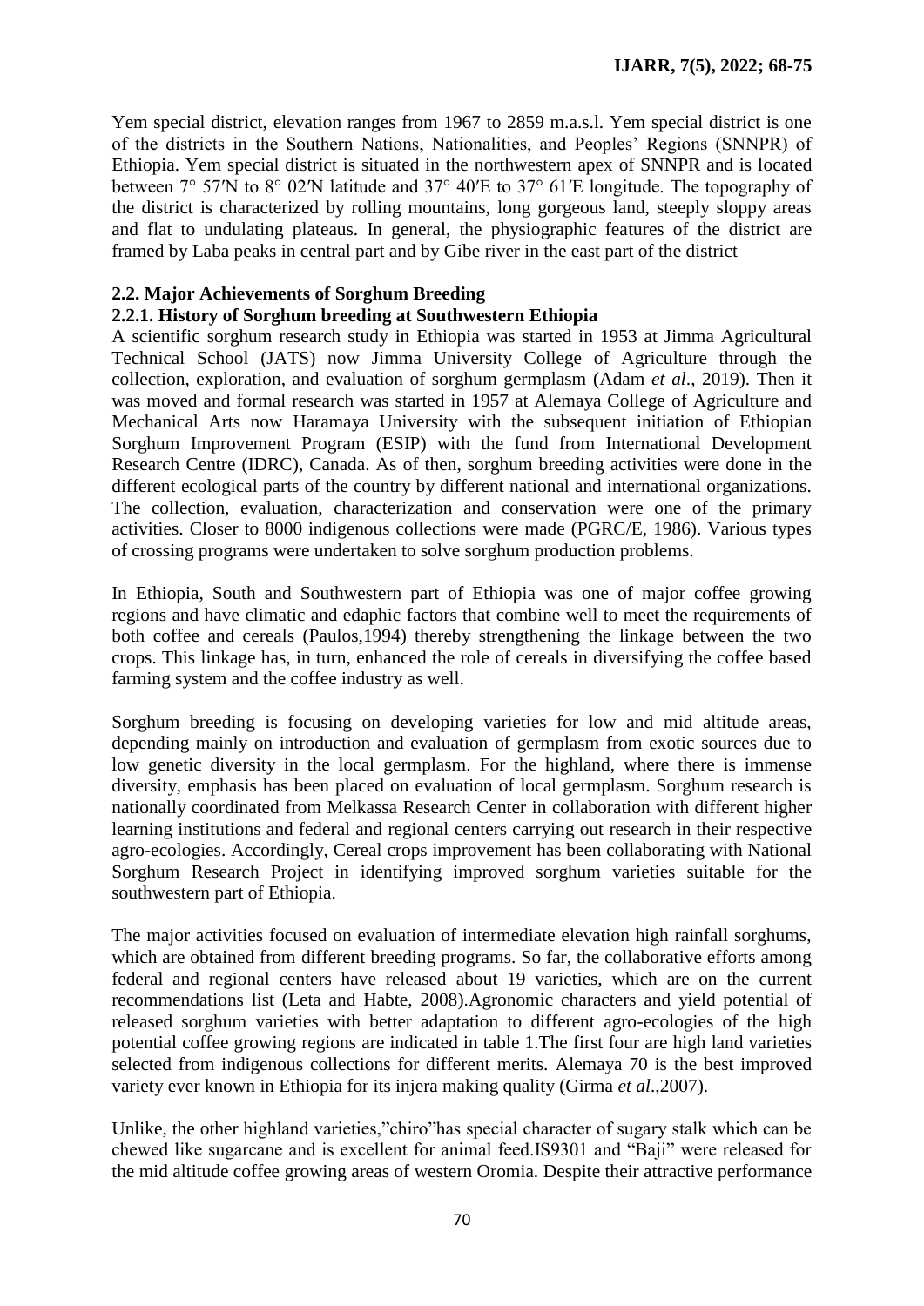Yem special district, elevation ranges from 1967 to 2859 m.a.s.l. Yem special district is one of the districts in the Southern Nations, Nationalities, and Peoples' Regions (SNNPR) of Ethiopia. Yem special district is situated in the northwestern apex of SNNPR and is located between 7° 57′N to 8° 02′N latitude and 37° 40′E to 37° 61′E longitude. The topography of the district is characterized by rolling mountains, long gorgeous land, steeply sloppy areas and flat to undulating plateaus. In general, the physiographic features of the district are framed by Laba peaks in central part and by Gibe river in the east part of the district

### 2.2. Major Achievements of Sorghum Breeding

#### 2.2.1. History of Sorghum breeding at Southwestern Ethiopia

A scientific sorghum research study in Ethiopia was started in 1953 at Jimma Agricultural Technical School (JATS) now Jimma University College of Agriculture through the collection, exploration, and evaluation of sorghum germplasm (Adam *et al*., 2019). Then it was moved and formal research was started in 1957 at Alemaya College of Agriculture and Mechanical Arts now Haramaya University with the subsequent initiation of Ethiopian Sorghum Improvement Program (ESIP) with the fund from International Development Research Centre (IDRC), Canada. As of then, sorghum breeding activities were done in the different ecological parts of the country by different national and international organizations. The collection, evaluation, characterization and conservation were one of the primary activities. Closer to 8000 indigenous collections were made (PGRC/E, 1986). Various types of crossing programs were undertaken to solve sorghum production problems.

In Ethiopia, South and Southwestern part of Ethiopia was one of major coffee growing regions and have climatic and edaphic factors that combine well to meet the requirements of both coffee and cereals (Paulos,1994) thereby strengthening the linkage between the two crops. This linkage has, in turn, enhanced the role of cereals in diversifying the coffee based farming system and the coffee industry as well.

Sorghum breeding is focusing on developing varieties for low and mid altitude areas, depending mainly on introduction and evaluation of germplasm from exotic sources due to low genetic diversity in the local germplasm. For the highland, where there is immense diversity, emphasis has been placed on evaluation of local germplasm. Sorghum research is nationally coordinated from Melkassa Research Center in collaboration with different higher learning institutions and federal and regional centers carrying out research in their respective agro-ecologies. Accordingly, Cereal crops improvement has been collaborating with National Sorghum Research Project in identifying improved sorghum varieties suitable for the southwestern part of Ethiopia.

The major activities focused on evaluation of intermediate elevation high rainfall sorghums, which are obtained from different breeding programs. So far, the collaborative efforts among federal and regional centers have released about 19 varieties, which are on the current recommendations list (Leta and Habte, 2008).Agronomic characters and yield potential of released sorghum varieties with better adaptation to different agro-ecologies of the high potential coffee growing regions are indicated in table 1.The first four are high land varieties selected from indigenous collections for different merits. Alemaya 70 is the best improved variety ever known in Ethiopia for its injera making quality (Girma *et al*.,2007).

Unlike, the other highland varieties,"chiro"has special character of sugary stalk which can be chewed like sugarcane and is excellent for animal feed.IS9301 and "Baji" were released for the mid altitude coffee growing areas of western Oromia. Despite their attractive performance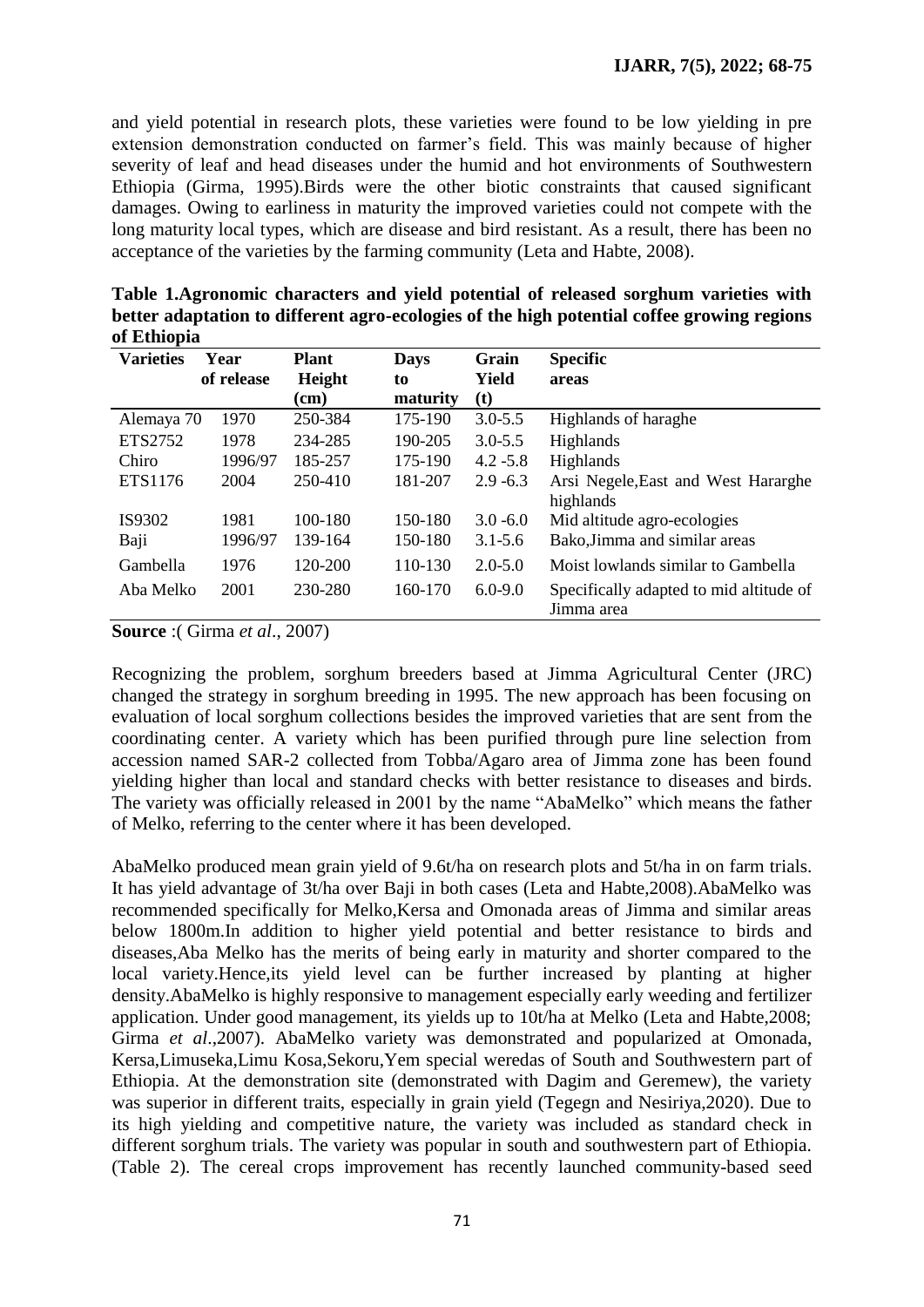and yield potential in research plots, these varieties were found to be low yielding in pre extension demonstration conducted on farmer's field. This was mainly because of higher severity of leaf and head diseases under the humid and hot environments of Southwestern Ethiopia (Girma, 1995).Birds were the other biotic constraints that caused significant damages. Owing to earliness in maturity the improved varieties could not compete with the long maturity local types, which are disease and bird resistant. As a result, there has been no acceptance of the varieties by the farming community (Leta and Habte, 2008).

**Table 1.Agronomic characters and yield potential of released sorghum varieties with better adaptation to different agro-ecologies of the high potential coffee growing regions of Ethiopia**

| Varieties | Year of release | Plant Height (cm) | Days to maturity | Grain Yield (t) | Specific areas |
|---|---|---|---|---|---|
| Alemaya 70 | 1970 | 250-384 | 175-190 | 3.0-5.5 | Highlands of haraghe |
| ETS2752 | 1978 | 234-285 | 190-205 | 3.0-5.5 | Highlands |
| Chiro | 1996/97 | 185-257 | 175-190 | 4.2 -5.8 | Highlands |
| ETS1176 | 2004 | 250-410 | 181-207 | 2.9 -6.3 | Arsi Negele,East and West Hararghe highlands |
| IS9302 | 1981 | 100-180 | 150-180 | 3.0 -6.0 | Mid altitude agro-ecologies |
| Baji | 1996/97 | 139-164 | 150-180 | 3.1-5.6 | Bako,Jimma and similar areas |
| Gambella | 1976 | 120-200 | 110-130 | 2.0-5.0 | Moist lowlands similar to Gambella |
| Aba Melko | 2001 | 230-280 | 160-170 | 6.0-9.0 | Specifically adapted to mid altitude of Jimma area |

**Source** :( Girma *et al*., 2007)

Recognizing the problem, sorghum breeders based at Jimma Agricultural Center (JRC) changed the strategy in sorghum breeding in 1995. The new approach has been focusing on evaluation of local sorghum collections besides the improved varieties that are sent from the coordinating center. A variety which has been purified through pure line selection from accession named SAR-2 collected from Tobba/Agaro area of Jimma zone has been found yielding higher than local and standard checks with better resistance to diseases and birds. The variety was officially released in 2001 by the name "AbaMelko" which means the father of Melko, referring to the center where it has been developed.

AbaMelko produced mean grain yield of 9.6t/ha on research plots and 5t/ha in on farm trials. It has yield advantage of 3t/ha over Baji in both cases (Leta and Habte,2008).AbaMelko was recommended specifically for Melko,Kersa and Omonada areas of Jimma and similar areas below 1800m.In addition to higher yield potential and better resistance to birds and diseases,Aba Melko has the merits of being early in maturity and shorter compared to the local variety.Hence,its yield level can be further increased by planting at higher density.AbaMelko is highly responsive to management especially early weeding and fertilizer application. Under good management, its yields up to 10t/ha at Melko (Leta and Habte,2008; Girma *et al*.,2007). AbaMelko variety was demonstrated and popularized at Omonada, Kersa,Limuseka,Limu Kosa,Sekoru,Yem special weredas of South and Southwestern part of Ethiopia. At the demonstration site (demonstrated with Dagim and Geremew), the variety was superior in different traits, especially in grain yield (Tegegn and Nesiriya,2020). Due to its high yielding and competitive nature, the variety was included as standard check in different sorghum trials. The variety was popular in south and southwestern part of Ethiopia. (Table 2). The cereal crops improvement has recently launched community-based seed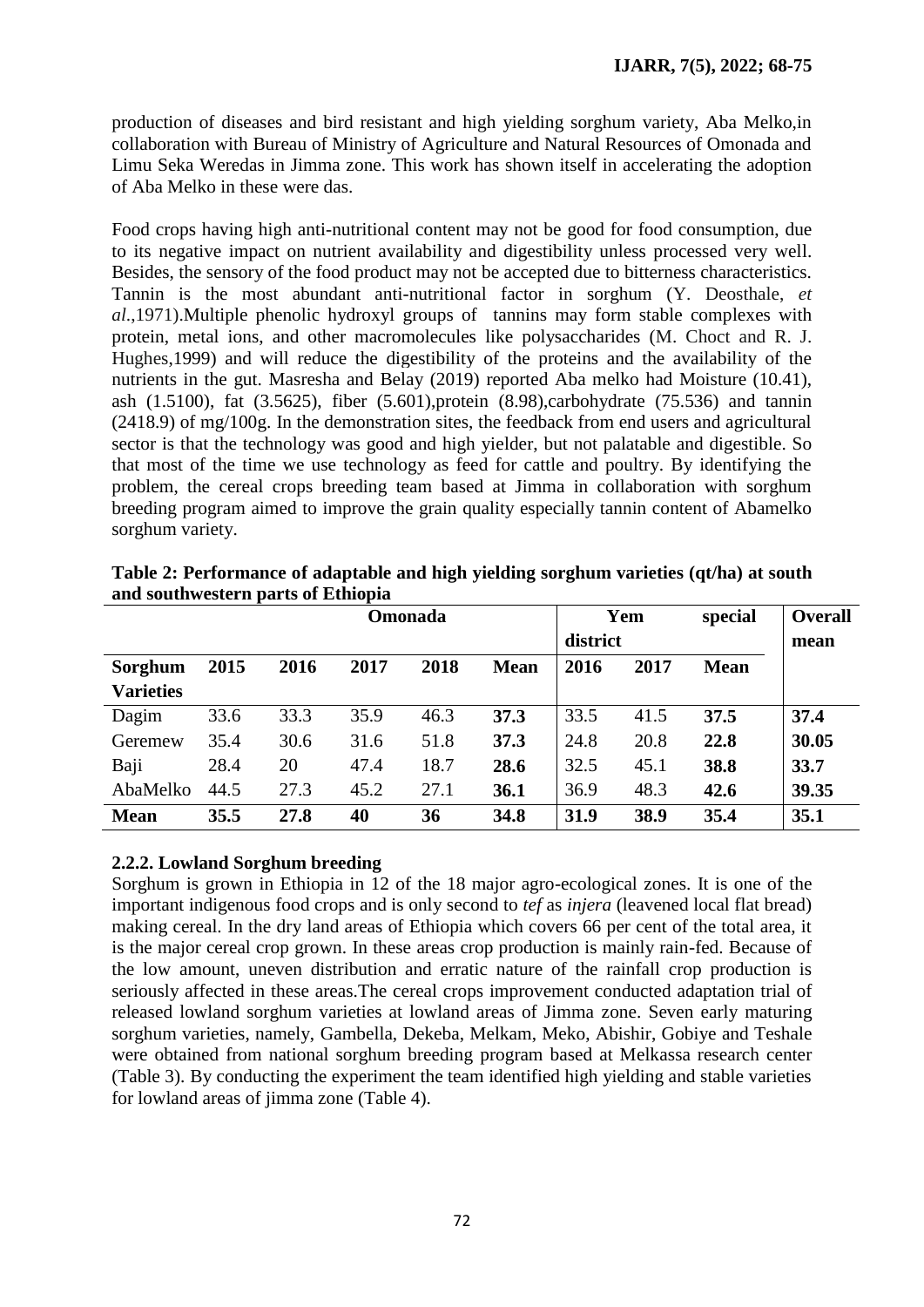production of diseases and bird resistant and high yielding sorghum variety, Aba Melko,in collaboration with Bureau of Ministry of Agriculture and Natural Resources of Omonada and Limu Seka Weredas in Jimma zone. This work has shown itself in accelerating the adoption of Aba Melko in these were das.

Food crops having high anti-nutritional content may not be good for food consumption, due to its negative impact on nutrient availability and digestibility unless processed very well. Besides, the sensory of the food product may not be accepted due to bitterness characteristics. Tannin is the most abundant anti-nutritional factor in sorghum (Y. Deosthale, *et al*.,1971).Multiple phenolic hydroxyl groups of tannins may form stable complexes with protein, metal ions, and other macromolecules like polysaccharides (M. Choct and R. J. Hughes,1999) and will reduce the digestibility of the proteins and the availability of the nutrients in the gut. Masresha and Belay (2019) reported Aba melko had Moisture (10.41), ash (1.5100), fat (3.5625), fiber (5.601),protein (8.98),carbohydrate (75.536) and tannin (2418.9) of mg/100g. In the demonstration sites, the feedback from end users and agricultural sector is that the technology was good and high yielder, but not palatable and digestible. So that most of the time we use technology as feed for cattle and poultry. By identifying the problem, the cereal crops breeding team based at Jimma in collaboration with sorghum breeding program aimed to improve the grain quality especially tannin content of Abamelko sorghum variety.

**Table 2: Performance of adaptable and high yielding sorghum varieties (qt/ha) at south and southwestern parts of Ethiopia**

| | Omonada | | | | | Yem special district | | | Overall mean |
|---|---|---|---|---|---|---|---|---|---|
| **Sorghum Varieties** | **2015** | **2016** | **2017** | **2018** | **Mean** | **2016** | **2017** | **Mean** | |
| Dagim | 33.6 | 33.3 | 35.9 | 46.3 | **37.3** | 33.5 | 41.5 | **37.5** | **37.4** |
| Geremew | 35.4 | 30.6 | 31.6 | 51.8 | **37.3** | 24.8 | 20.8 | **22.8** | **30.05** |
| Baji | 28.4 | 20 | 47.4 | 18.7 | **28.6** | 32.5 | 45.1 | **38.8** | **33.7** |
| AbaMelko | 44.5 | 27.3 | 45.2 | 27.1 | **36.1** | 36.9 | 48.3 | **42.6** | **39.35** |
| **Mean** | **35.5** | **27.8** | **40** | **36** | **34.8** | **31.9** | **38.9** | **35.4** | **35.1** |

### 2.2.2. Lowland Sorghum breeding

Sorghum is grown in Ethiopia in 12 of the 18 major agro-ecological zones. It is one of the important indigenous food crops and is only second to *tef* as *injera* (leavened local flat bread) making cereal. In the dry land areas of Ethiopia which covers 66 per cent of the total area, it is the major cereal crop grown. In these areas crop production is mainly rain-fed. Because of the low amount, uneven distribution and erratic nature of the rainfall crop production is seriously affected in these areas.The cereal crops improvement conducted adaptation trial of released lowland sorghum varieties at lowland areas of Jimma zone. Seven early maturing sorghum varieties, namely, Gambella, Dekeba, Melkam, Meko, Abishir, Gobiye and Teshale were obtained from national sorghum breeding program based at Melkassa research center (Table 3). By conducting the experiment the team identified high yielding and stable varieties for lowland areas of jimma zone (Table 4).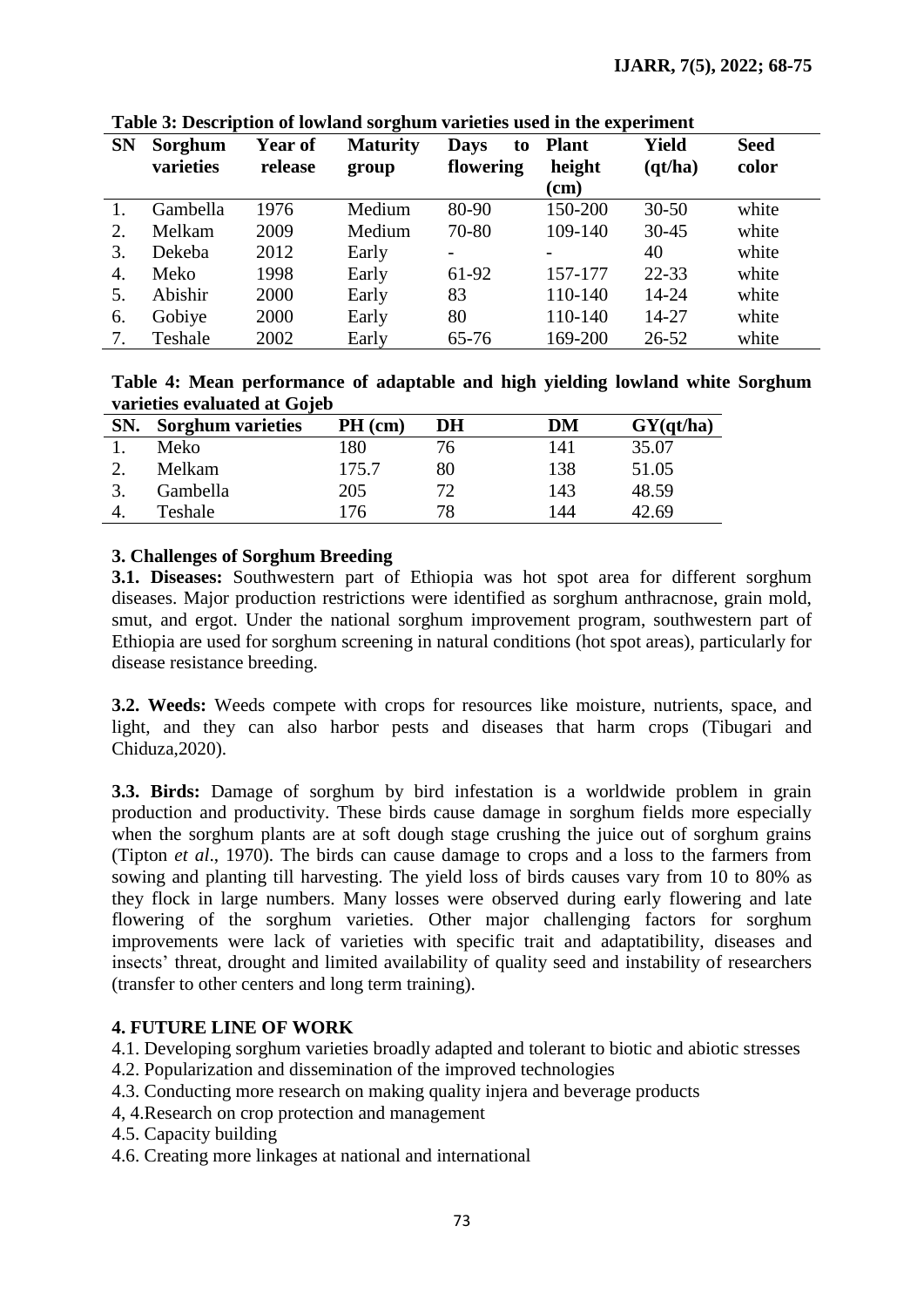**Table 3: Description of lowland sorghum varieties used in the experiment**

| SN | Sorghum varieties | Year of release | Maturity group | Days to flowering | Plant height (cm) | Yield (qt/ha) | Seed color |
|---|---|---|---|---|---|---|---|
| 1. | Gambella | 1976 | Medium | 80-90 | 150-200 | 30-50 | white |
| 2. | Melkam | 2009 | Medium | 70-80 | 109-140 | 30-45 | white |
| 3. | Dekeba | 2012 | Early | - | - | 40 | white |
| 4. | Meko | 1998 | Early | 61-92 | 157-177 | 22-33 | white |
| 5. | Abishir | 2000 | Early | 83 | 110-140 | 14-24 | white |
| 6. | Gobiye | 2000 | Early | 80 | 110-140 | 14-27 | white |
| 7. | Teshale | 2002 | Early | 65-76 | 169-200 | 26-52 | white |

**Table 4: Mean performance of adaptable and high yielding lowland white Sorghum varieties evaluated at Gojeb**

| SN. | Sorghum varieties | PH (cm) | DH | DM | GY(qt/ha) |
|---|---|---|---|---|---|
| 1. | Meko | 180 | 76 | 141 | 35.07 |
| 2. | Melkam | 175.7 | 80 | 138 | 51.05 |
| 3. | Gambella | 205 | 72 | 143 | 48.59 |
| 4. | Teshale | 176 | 78 | 144 | 42.69 |

## 3. Challenges of Sorghum Breeding

**3.1. Diseases:** Southwestern part of Ethiopia was hot spot area for different sorghum diseases. Major production restrictions were identified as sorghum anthracnose, grain mold, smut, and ergot. Under the national sorghum improvement program, southwestern part of Ethiopia are used for sorghum screening in natural conditions (hot spot areas), particularly for disease resistance breeding.

**3.2. Weeds:** Weeds compete with crops for resources like moisture, nutrients, space, and light, and they can also harbor pests and diseases that harm crops (Tibugari and Chiduza,2020).

**3.3. Birds:** Damage of sorghum by bird infestation is a worldwide problem in grain production and productivity. These birds cause damage in sorghum fields more especially when the sorghum plants are at soft dough stage crushing the juice out of sorghum grains (Tipton *et al*., 1970). The birds can cause damage to crops and a loss to the farmers from sowing and planting till harvesting. The yield loss of birds causes vary from 10 to 80% as they flock in large numbers. Many losses were observed during early flowering and late flowering of the sorghum varieties. Other major challenging factors for sorghum improvements were lack of varieties with specific trait and adaptatibility, diseases and insects' threat, drought and limited availability of quality seed and instability of researchers (transfer to other centers and long term training).

## 4. FUTURE LINE OF WORK

4.1. Developing sorghum varieties broadly adapted and tolerant to biotic and abiotic stresses
4.2. Popularization and dissemination of the improved technologies
4.3. Conducting more research on making quality injera and beverage products
4, 4.Research on crop protection and management
4.5. Capacity building
4.6. Creating more linkages at national and international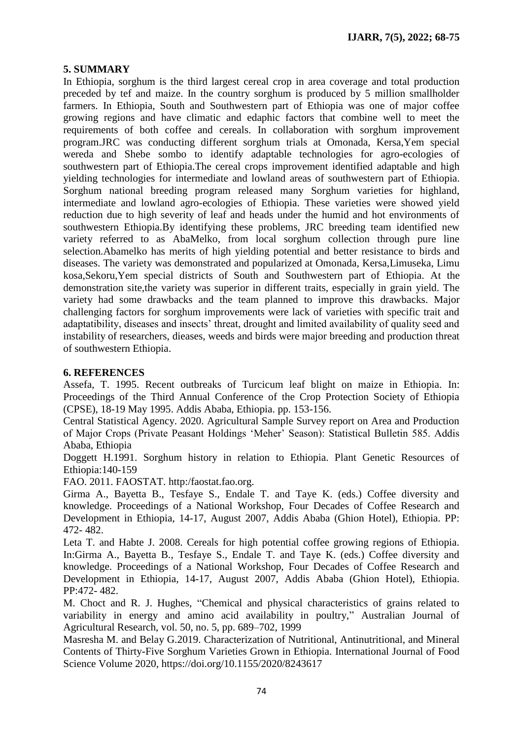## 5. SUMMARY

In Ethiopia, sorghum is the third largest cereal crop in area coverage and total production preceded by tef and maize. In the country sorghum is produced by 5 million smallholder farmers. In Ethiopia, South and Southwestern part of Ethiopia was one of major coffee growing regions and have climatic and edaphic factors that combine well to meet the requirements of both coffee and cereals. In collaboration with sorghum improvement program.JRC was conducting different sorghum trials at Omonada, Kersa,Yem special wereda and Shebe sombo to identify adaptable technologies for agro-ecologies of southwestern part of Ethiopia.The cereal crops improvement identified adaptable and high yielding technologies for intermediate and lowland areas of southwestern part of Ethiopia. Sorghum national breeding program released many Sorghum varieties for highland, intermediate and lowland agro-ecologies of Ethiopia. These varieties were showed yield reduction due to high severity of leaf and heads under the humid and hot environments of southwestern Ethiopia.By identifying these problems, JRC breeding team identified new variety referred to as AbaMelko, from local sorghum collection through pure line selection.Abamelko has merits of high yielding potential and better resistance to birds and diseases. The variety was demonstrated and popularized at Omonada, Kersa,Limuseka, Limu kosa,Sekoru,Yem special districts of South and Southwestern part of Ethiopia. At the demonstration site,the variety was superior in different traits, especially in grain yield. The variety had some drawbacks and the team planned to improve this drawbacks. Major challenging factors for sorghum improvements were lack of varieties with specific trait and adaptatibility, diseases and insects' threat, drought and limited availability of quality seed and instability of researchers, dieases, weeds and birds were major breeding and production threat of southwestern Ethiopia.

## 6. REFERENCES

Assefa, T. 1995. Recent outbreaks of Turcicum leaf blight on maize in Ethiopia. In: Proceedings of the Third Annual Conference of the Crop Protection Society of Ethiopia (CPSE), 18-19 May 1995. Addis Ababa, Ethiopia. pp. 153-156.

Central Statistical Agency. 2020. Agricultural Sample Survey report on Area and Production of Major Crops (Private Peasant Holdings 'Meher' Season): Statistical Bulletin 585. Addis Ababa, Ethiopia

Doggett H.1991. Sorghum history in relation to Ethiopia. Plant Genetic Resources of Ethiopia:140-159

FAO. 2011. FAOSTAT. http:/faostat.fao.org.

Girma A., Bayetta B., Tesfaye S., Endale T. and Taye K. (eds.) Coffee diversity and knowledge. Proceedings of a National Workshop, Four Decades of Coffee Research and Development in Ethiopia, 14-17, August 2007, Addis Ababa (Ghion Hotel), Ethiopia. PP: 472- 482.

Leta T. and Habte J. 2008. Cereals for high potential coffee growing regions of Ethiopia. In:Girma A., Bayetta B., Tesfaye S., Endale T. and Taye K. (eds.) Coffee diversity and knowledge. Proceedings of a National Workshop, Four Decades of Coffee Research and Development in Ethiopia, 14-17, August 2007, Addis Ababa (Ghion Hotel), Ethiopia. PP:472- 482.

M. Choct and R. J. Hughes, "Chemical and physical characteristics of grains related to variability in energy and amino acid availability in poultry," Australian Journal of Agricultural Research, vol. 50, no. 5, pp. 689–702, 1999

Masresha M. and Belay G.2019. Characterization of Nutritional, Antinutritional, and Mineral Contents of Thirty-Five Sorghum Varieties Grown in Ethiopia. International Journal of Food Science Volume 2020, https://doi.org/10.1155/2020/8243617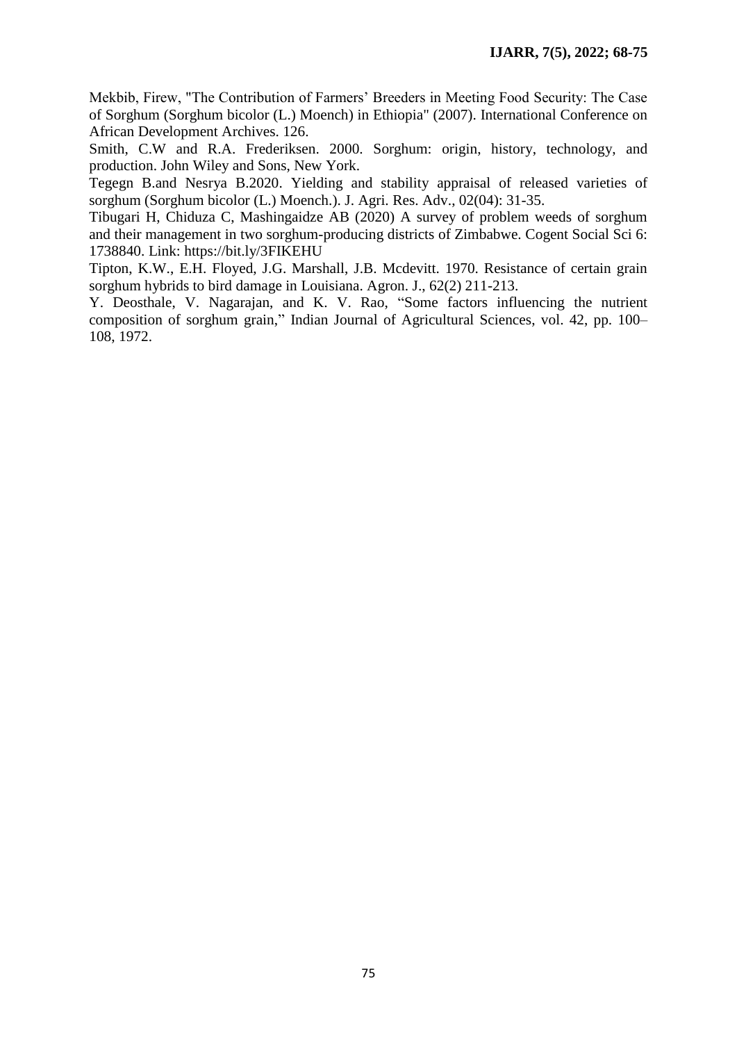Mekbib, Firew, "The Contribution of Farmers' Breeders in Meeting Food Security: The Case of Sorghum (Sorghum bicolor (L.) Moench) in Ethiopia" (2007). International Conference on African Development Archives. 126.

Smith, C.W and R.A. Frederiksen. 2000. Sorghum: origin, history, technology, and production. John Wiley and Sons, New York.

Tegegn B.and Nesrya B.2020. Yielding and stability appraisal of released varieties of sorghum (Sorghum bicolor (L.) Moench.). J. Agri. Res. Adv., 02(04): 31-35.

Tibugari H, Chiduza C, Mashingaidze AB (2020) A survey of problem weeds of sorghum and their management in two sorghum-producing districts of Zimbabwe. Cogent Social Sci 6: 1738840. Link: https://bit.ly/3FIKEHU

Tipton, K.W., E.H. Floyed, J.G. Marshall, J.B. Mcdevitt. 1970. Resistance of certain grain sorghum hybrids to bird damage in Louisiana. Agron. J., 62(2) 211-213.

Y. Deosthale, V. Nagarajan, and K. V. Rao, "Some factors influencing the nutrient composition of sorghum grain," Indian Journal of Agricultural Sciences, vol. 42, pp. 100–108, 1972.